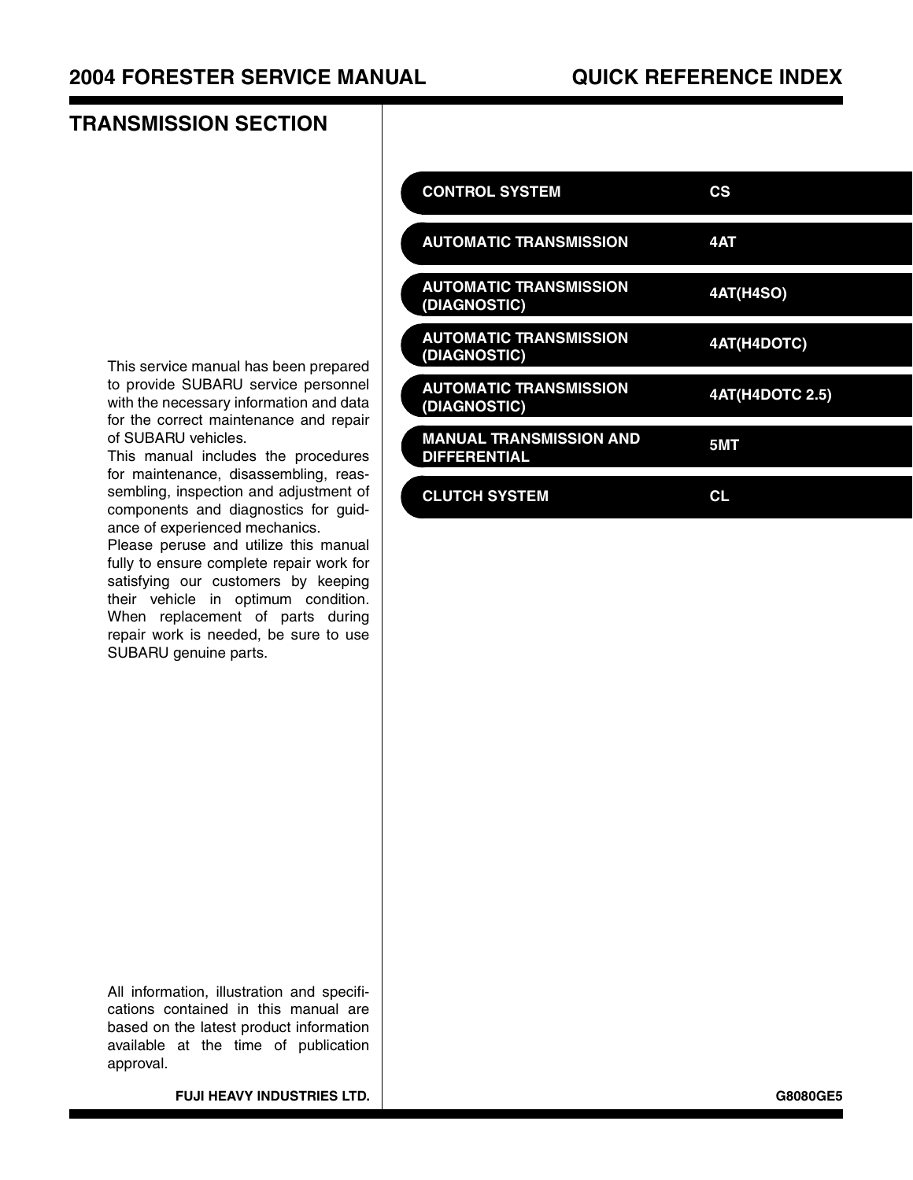# 2004 FORESTER SERVICE MANUAL

# QUICK REFERENCE INDEX

## TRANSMISSION SECTION

| | |
|---|---|
| CONTROL SYSTEM | CS |
| AUTOMATIC TRANSMISSION | 4AT |
| AUTOMATIC TRANSMISSION (DIAGNOSTIC) | 4AT(H4SO) |
| AUTOMATIC TRANSMISSION (DIAGNOSTIC) | 4AT(H4DOTC) |
| AUTOMATIC TRANSMISSION (DIAGNOSTIC) | 4AT(H4DOTC 2.5) |
| MANUAL TRANSMISSION AND DIFFERENTIAL | 5MT |
| CLUTCH SYSTEM | CL |

This service manual has been prepared to provide SUBARU service personnel with the necessary information and data for the correct maintenance and repair of SUBARU vehicles.

This manual includes the procedures for maintenance, disassembling, reassembling, inspection and adjustment of components and diagnostics for guidance of experienced mechanics.

Please peruse and utilize this manual fully to ensure complete repair work for satisfying our customers by keeping their vehicle in optimum condition. When replacement of parts during repair work is needed, be sure to use SUBARU genuine parts.

All information, illustration and specifications contained in this manual are based on the latest product information available at the time of publication approval.

FUJI HEAVY INDUSTRIES LTD.

G8080GE5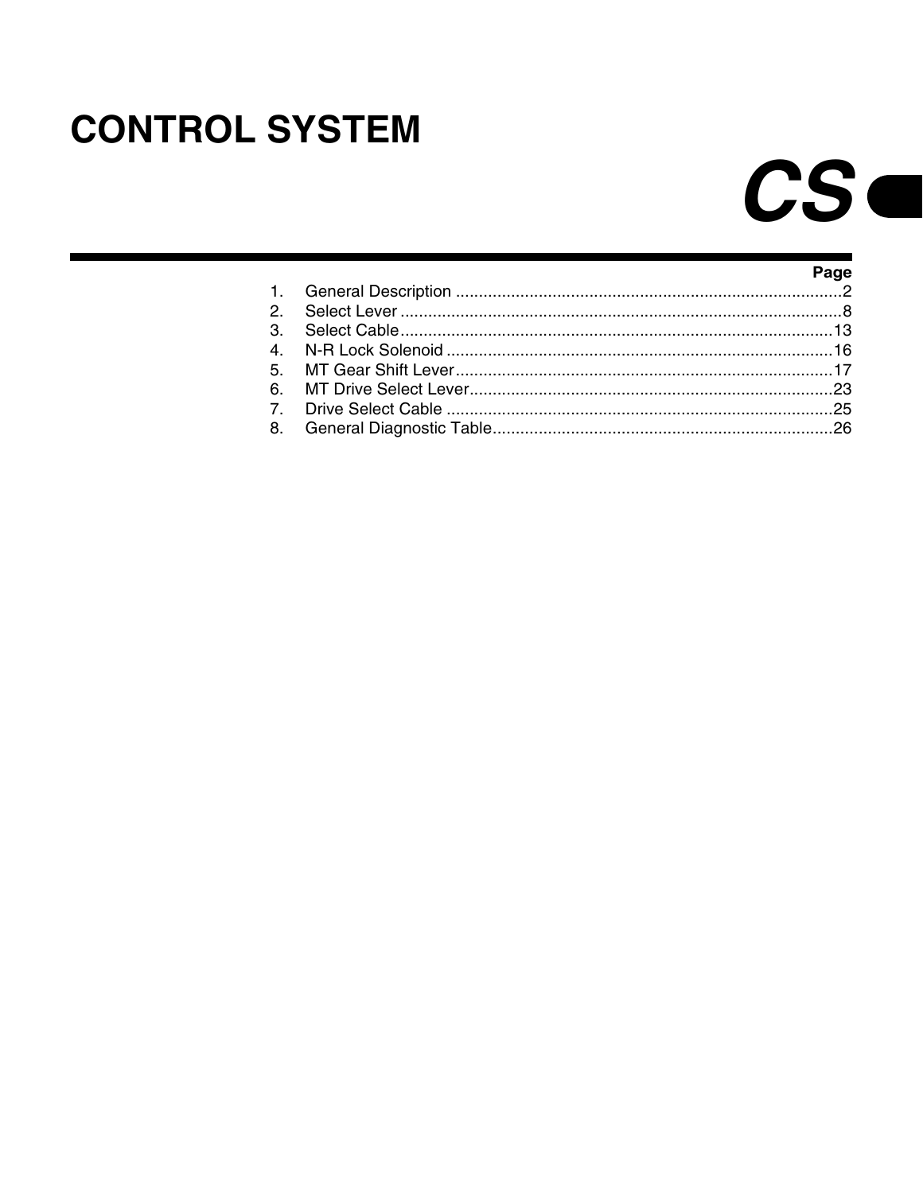# CONTROL SYSTEM

# CS

| | | Page |
|---|---|---|
| 1. | General Description | 2 |
| 2. | Select Lever | 8 |
| 3. | Select Cable | 13 |
| 4. | N-R Lock Solenoid | 16 |
| 5. | MT Gear Shift Lever | 17 |
| 6. | MT Drive Select Lever | 23 |
| 7. | Drive Select Cable | 25 |
| 8. | General Diagnostic Table | 26 |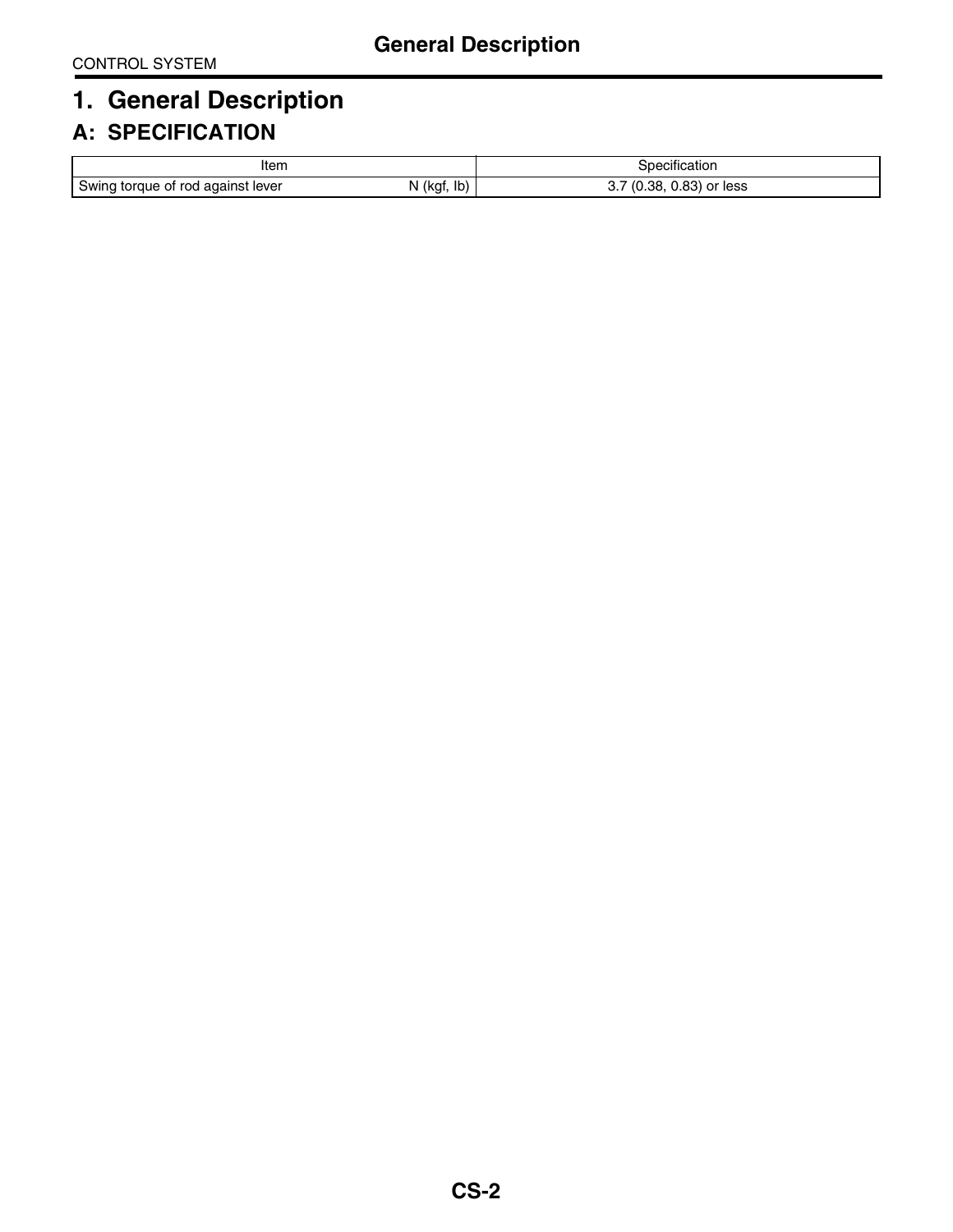# 1. General Description

## A: SPECIFICATION

| Item | | Specification |
|---|---|---|
| Swing torque of rod against lever | N (kgf, lb) | 3.7 (0.38, 0.83) or less |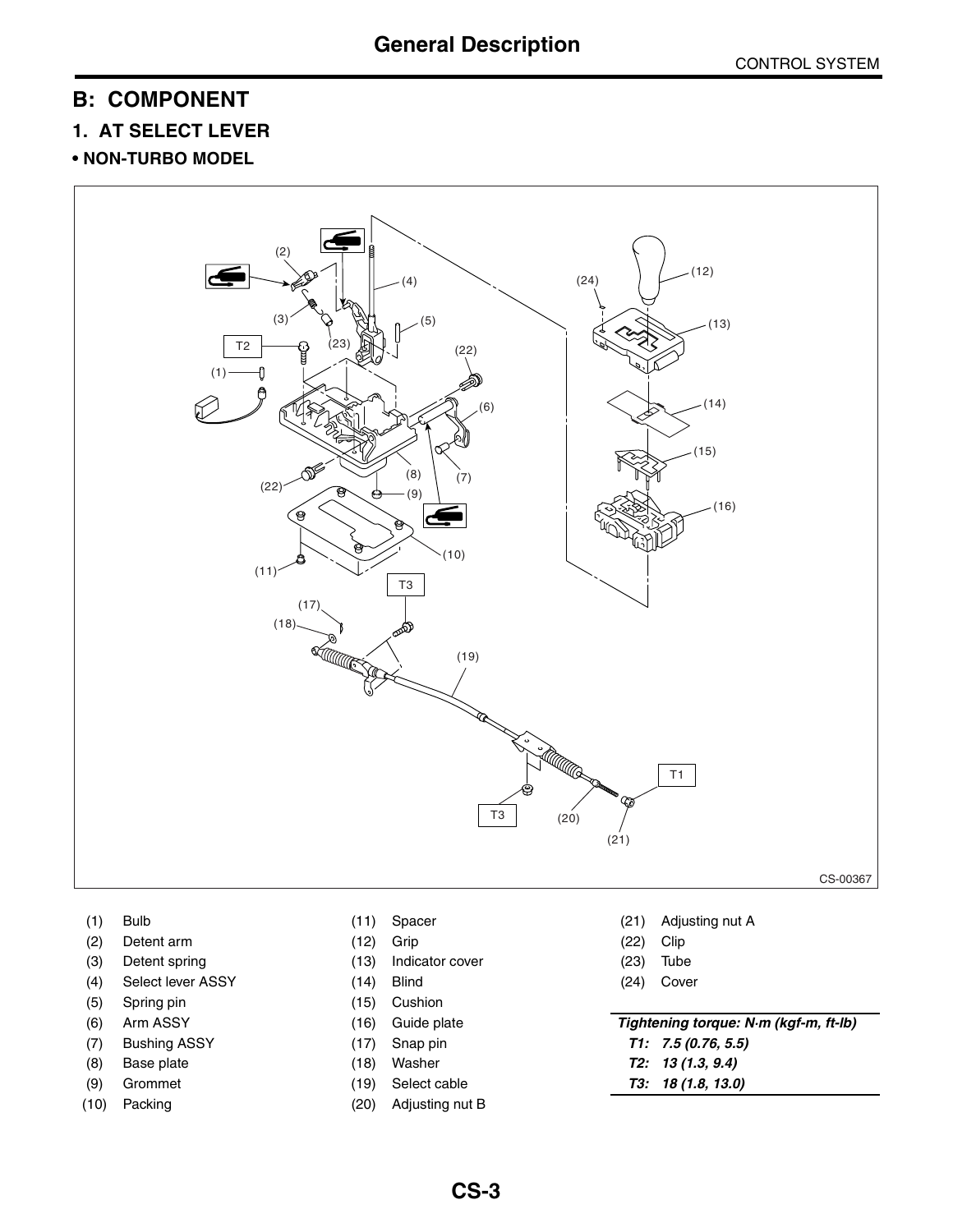## B: COMPONENT

### 1. AT SELECT LEVER

**• NON-TURBO MODEL**

CS-00367

| | | | | | |
|---|---|---|---|---|---|
| (1) | Bulb | (11) | Spacer | (21) | Adjusting nut A |
| (2) | Detent arm | (12) | Grip | (22) | Clip |
| (3) | Detent spring | (13) | Indicator cover | (23) | Tube |
| (4) | Select lever ASSY | (14) | Blind | (24) | Cover |
| (5) | Spring pin | (15) | Cushion | | |
| (6) | Arm ASSY | (16) | Guide plate | | |
| (7) | Bushing ASSY | (17) | Snap pin | | |
| (8) | Base plate | (18) | Washer | | |
| (9) | Grommet | (19) | Select cable | | |
| (10) | Packing | (20) | Adjusting nut B | | |

***Tightening torque: N·m (kgf-m, ft-lb)***

***T1: 7.5 (0.76, 5.5)***

***T2: 13 (1.3, 9.4)***

***T3: 18 (1.8, 13.0)***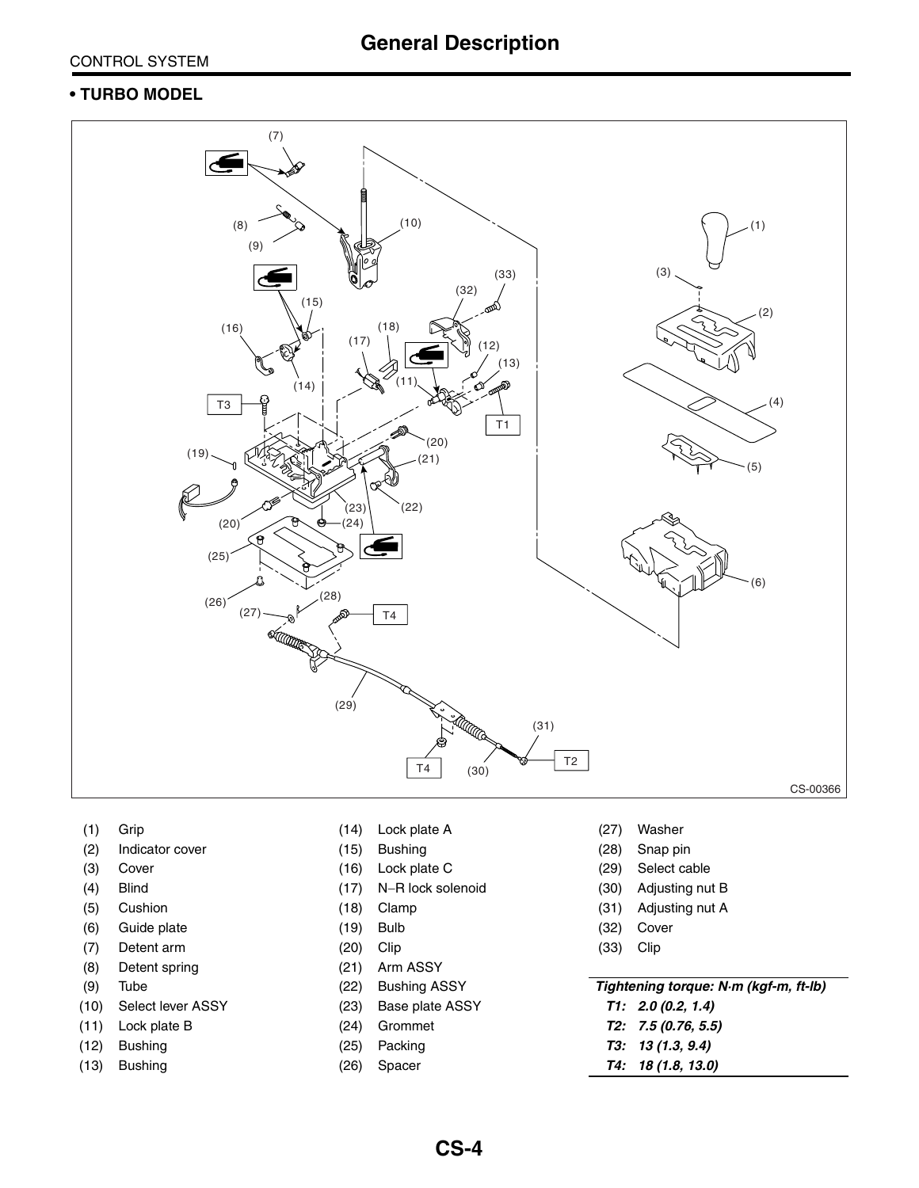## General Description

CONTROL SYSTEM

### • TURBO MODEL

CS-00366

| | | | | | |
|---|---|---|---|---|---|
| (1) | Grip | (14) | Lock plate A | (27) | Washer |
| (2) | Indicator cover | (15) | Bushing | (28) | Snap pin |
| (3) | Cover | (16) | Lock plate C | (29) | Select cable |
| (4) | Blind | (17) | N–R lock solenoid | (30) | Adjusting nut B |
| (5) | Cushion | (18) | Clamp | (31) | Adjusting nut A |
| (6) | Guide plate | (19) | Bulb | (32) | Cover |
| (7) | Detent arm | (20) | Clip | (33) | Clip |
| (8) | Detent spring | (21) | Arm ASSY | | |
| (9) | Tube | (22) | Bushing ASSY | | |
| (10) | Select lever ASSY | (23) | Base plate ASSY | | |
| (11) | Lock plate B | (24) | Grommet | | |
| (12) | Bushing | (25) | Packing | | |
| (13) | Bushing | (26) | Spacer | | |

***Tightening torque: N·m (kgf-m, ft-lb)***

***T1: 2.0 (0.2, 1.4)***

***T2: 7.5 (0.76, 5.5)***

***T3: 13 (1.3, 9.4)***

***T4: 18 (1.8, 13.0)***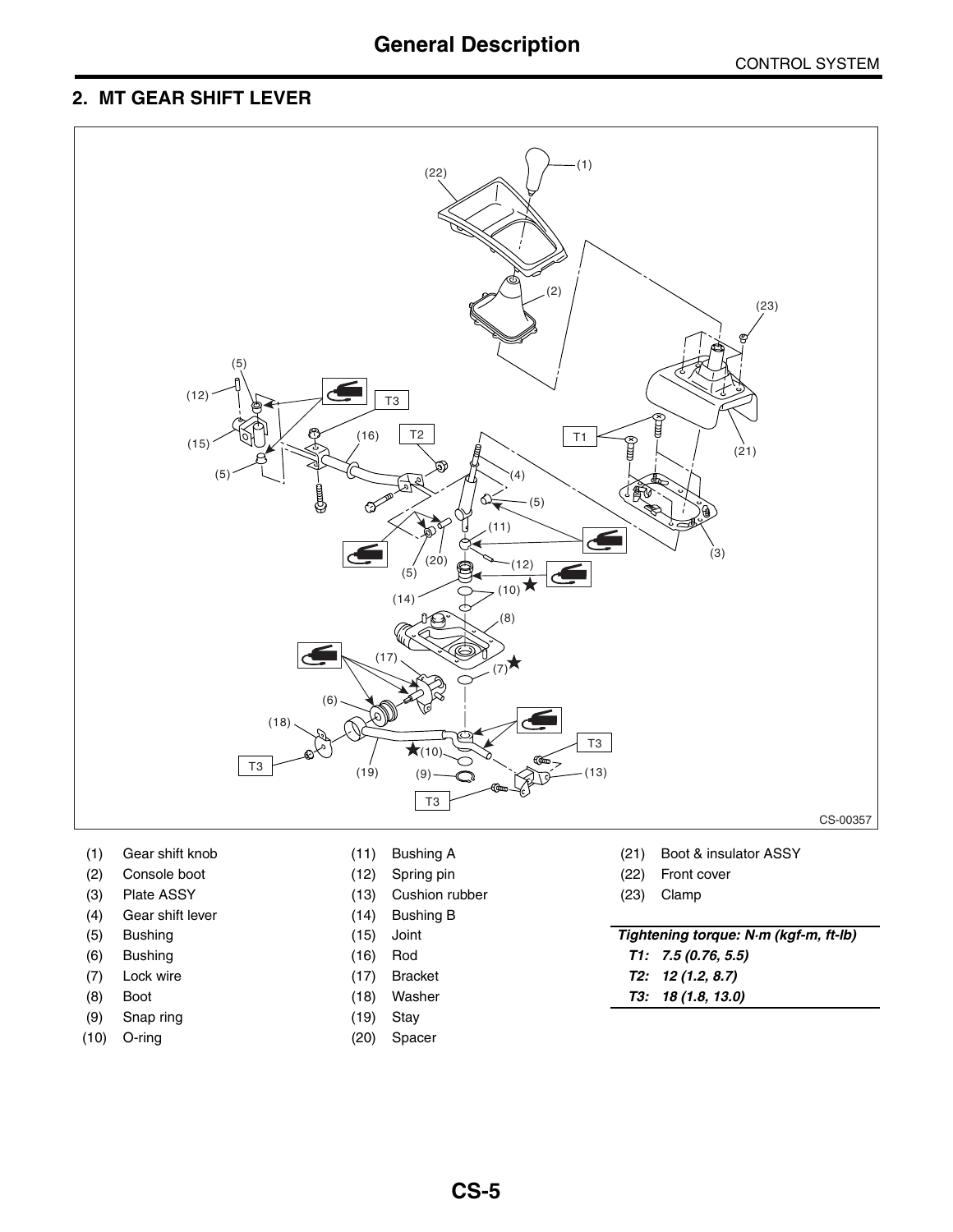## 2. MT GEAR SHIFT LEVER

CS-00357

| | | | | | |
|---|---|---|---|---|---|
| (1) | Gear shift knob | (11) | Bushing A | (21) | Boot & insulator ASSY |
| (2) | Console boot | (12) | Spring pin | (22) | Front cover |
| (3) | Plate ASSY | (13) | Cushion rubber | (23) | Clamp |
| (4) | Gear shift lever | (14) | Bushing B | | |
| (5) | Bushing | (15) | Joint | | |
| (6) | Bushing | (16) | Rod | | |
| (7) | Lock wire | (17) | Bracket | | |
| (8) | Boot | (18) | Washer | | |
| (9) | Snap ring | (19) | Stay | | |
| (10) | O-ring | (20) | Spacer | | |

***Tightening torque: N·m (kgf-m, ft-lb)***

***T1: 7.5 (0.76, 5.5)***

***T2: 12 (1.2, 8.7)***

***T3: 18 (1.8, 13.0)***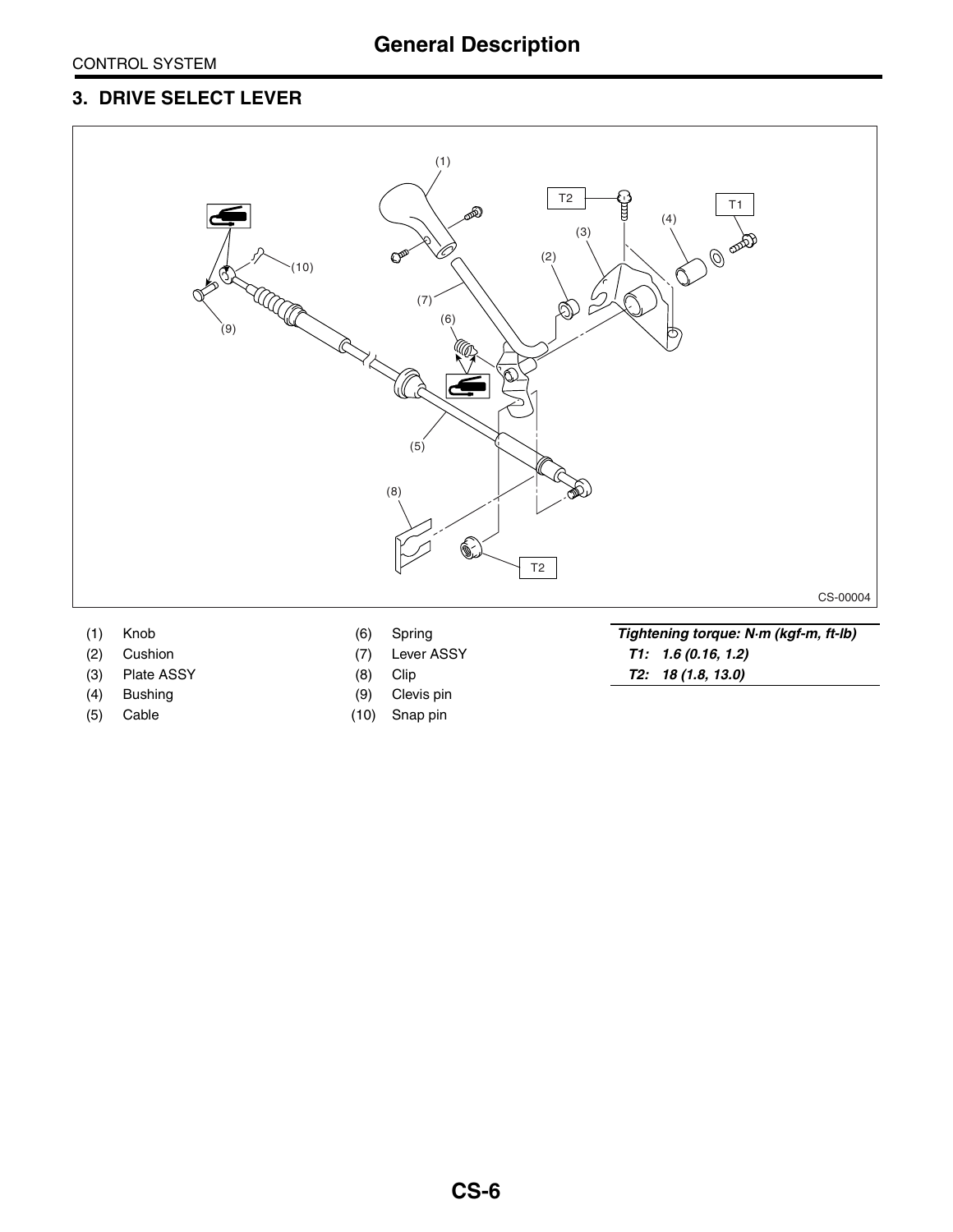CONTROL SYSTEM

# General Description

## 3. DRIVE SELECT LEVER

CS-00004

| | | | |
|---|---|---|---|
| (1) | Knob | (6) | Spring |
| (2) | Cushion | (7) | Lever ASSY |
| (3) | Plate ASSY | (8) | Clip |
| (4) | Bushing | (9) | Clevis pin |
| (5) | Cable | (10) | Snap pin |

***Tightening torque: N·m (kgf-m, ft-lb)***

***T1: 1.6 (0.16, 1.2)***

***T2: 18 (1.8, 13.0)***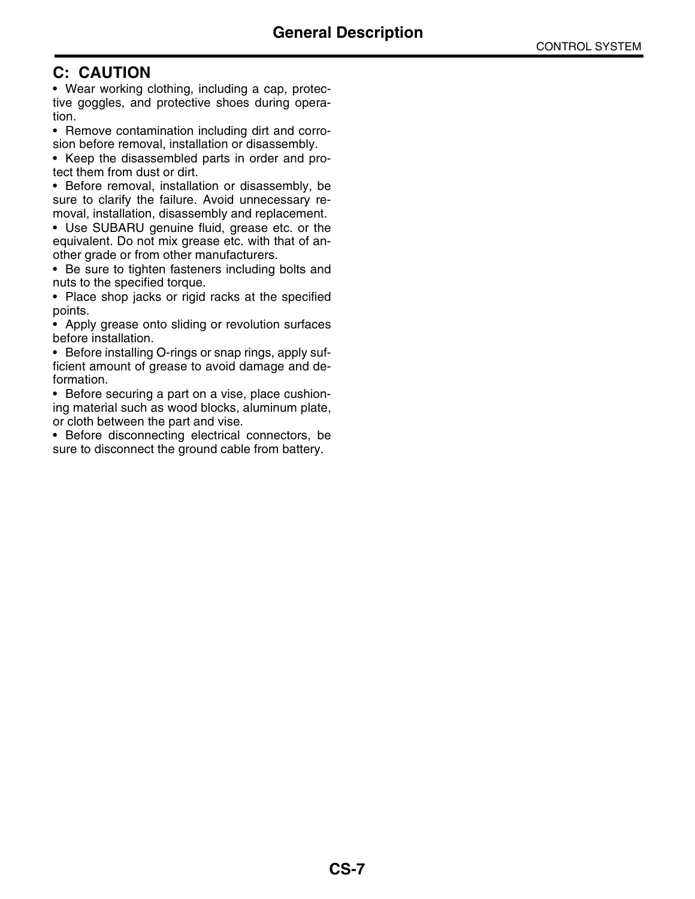## C: CAUTION

- Wear working clothing, including a cap, protective goggles, and protective shoes during operation.
- Remove contamination including dirt and corrosion before removal, installation or disassembly.
- Keep the disassembled parts in order and protect them from dust or dirt.
- Before removal, installation or disassembly, be sure to clarify the failure. Avoid unnecessary removal, installation, disassembly and replacement.
- Use SUBARU genuine fluid, grease etc. or the equivalent. Do not mix grease etc. with that of another grade or from other manufacturers.
- Be sure to tighten fasteners including bolts and nuts to the specified torque.
- Place shop jacks or rigid racks at the specified points.
- Apply grease onto sliding or revolution surfaces before installation.
- Before installing O-rings or snap rings, apply sufficient amount of grease to avoid damage and deformation.
- Before securing a part on a vise, place cushioning material such as wood blocks, aluminum plate, or cloth between the part and vise.
- Before disconnecting electrical connectors, be sure to disconnect the ground cable from battery.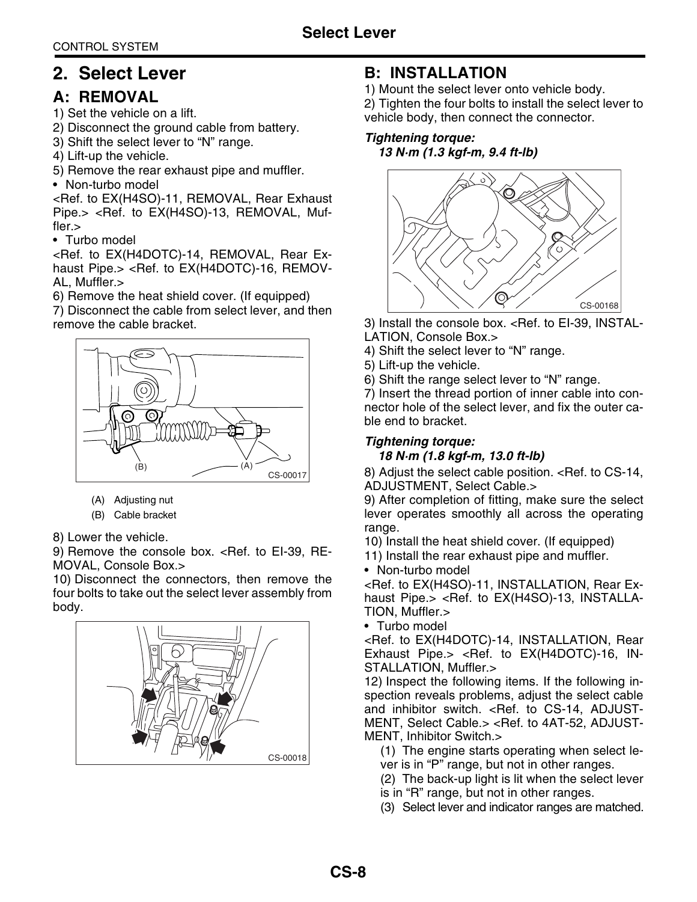# 2. Select Lever

## A: REMOVAL

1) Set the vehicle on a lift.
2) Disconnect the ground cable from battery.
3) Shift the select lever to "N" range.
4) Lift-up the vehicle.
5) Remove the rear exhaust pipe and muffler.

- Non-turbo model

<Ref. to EX(H4SO)-11, REMOVAL, Rear Exhaust Pipe.> <Ref. to EX(H4SO)-13, REMOVAL, Muffler.>

- Turbo model

<Ref. to EX(H4DOTC)-14, REMOVAL, Rear Exhaust Pipe.> <Ref. to EX(H4DOTC)-16, REMOVAL, Muffler.>

6) Remove the heat shield cover. (If equipped)
7) Disconnect the cable from select lever, and then remove the cable bracket.

(A) Adjusting nut
(B) Cable bracket

CS-00017

8) Lower the vehicle.
9) Remove the console box. <Ref. to EI-39, REMOVAL, Console Box.>
10) Disconnect the connectors, then remove the four bolts to take out the select lever assembly from body.

CS-00018

## B: INSTALLATION

1) Mount the select lever onto vehicle body.
2) Tighten the four bolts to install the select lever to vehicle body, then connect the connector.

***Tightening torque:***
***13 N·m (1.3 kgf-m, 9.4 ft-lb)***

CS-00168

3) Install the console box. <Ref. to EI-39, INSTALLATION, Console Box.>
4) Shift the select lever to "N" range.
5) Lift-up the vehicle.
6) Shift the range select lever to "N" range.
7) Insert the thread portion of inner cable into connector hole of the select lever, and fix the outer cable end to bracket.

***Tightening torque:***
***18 N·m (1.8 kgf-m, 13.0 ft-lb)***

8) Adjust the select cable position. <Ref. to CS-14, ADJUSTMENT, Select Cable.>
9) After completion of fitting, make sure the select lever operates smoothly all across the operating range.
10) Install the heat shield cover. (If equipped)
11) Install the rear exhaust pipe and muffler.

- Non-turbo model

<Ref. to EX(H4SO)-11, INSTALLATION, Rear Exhaust Pipe.> <Ref. to EX(H4SO)-13, INSTALLATION, Muffler.>

- Turbo model

<Ref. to EX(H4DOTC)-14, INSTALLATION, Rear Exhaust Pipe.> <Ref. to EX(H4DOTC)-16, INSTALLATION, Muffler.>

12) Inspect the following items. If the following inspection reveals problems, adjust the select cable and inhibitor switch. <Ref. to CS-14, ADJUSTMENT, Select Cable.> <Ref. to 4AT-52, ADJUSTMENT, Inhibitor Switch.>

(1) The engine starts operating when select lever is in "P" range, but not in other ranges.
(2) The back-up light is lit when the select lever is in "R" range, but not in other ranges.
(3) Select lever and indicator ranges are matched.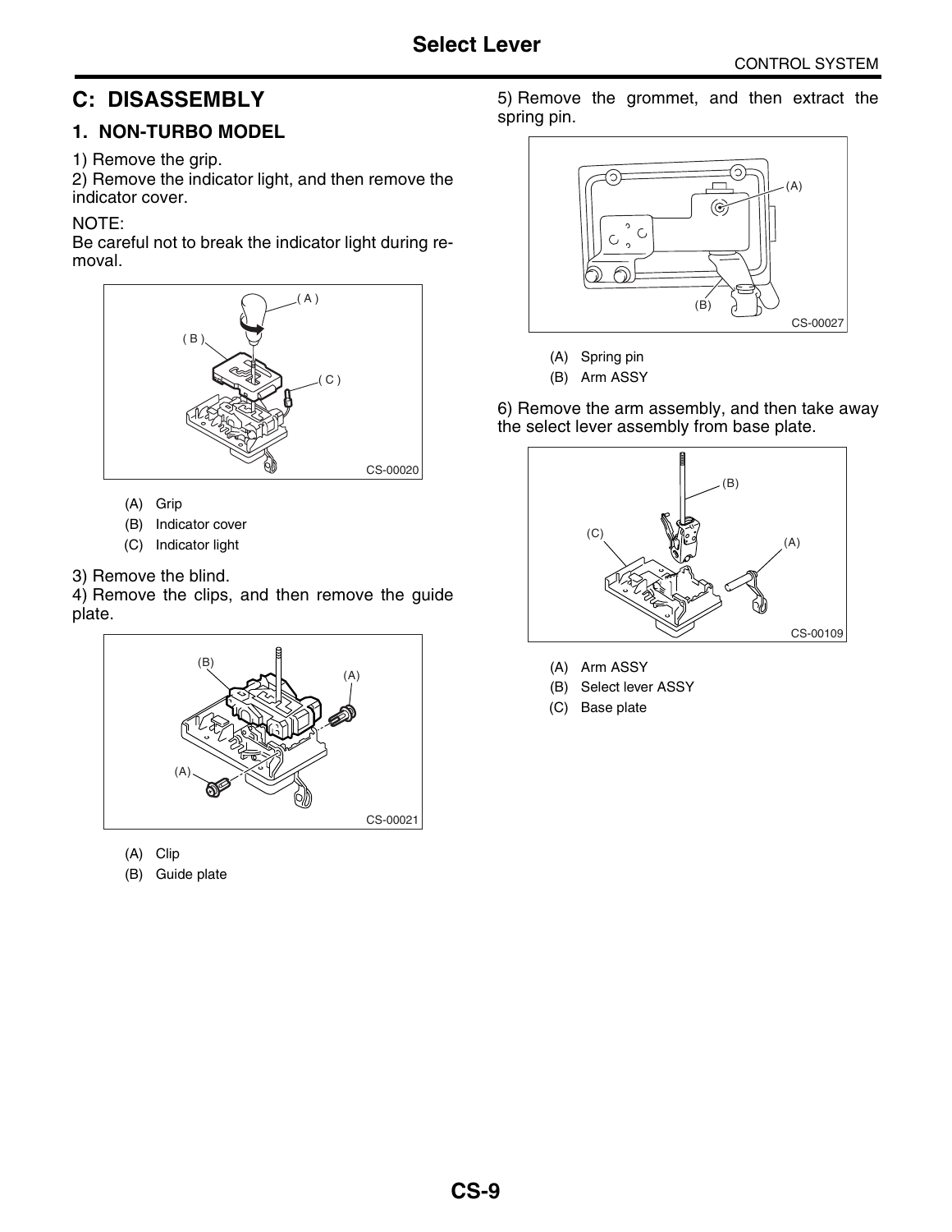## C: DISASSEMBLY

### 1. NON-TURBO MODEL

1) Remove the grip.

2) Remove the indicator light, and then remove the indicator cover.

NOTE:
Be careful not to break the indicator light during removal.

CS-00020

(A) Grip
(B) Indicator cover
(C) Indicator light

3) Remove the blind.

4) Remove the clips, and then remove the guide plate.

CS-00021

(A) Clip
(B) Guide plate

5) Remove the grommet, and then extract the spring pin.

CS-00027

(A) Spring pin
(B) Arm ASSY

6) Remove the arm assembly, and then take away the select lever assembly from base plate.

CS-00109

(A) Arm ASSY
(B) Select lever ASSY
(C) Base plate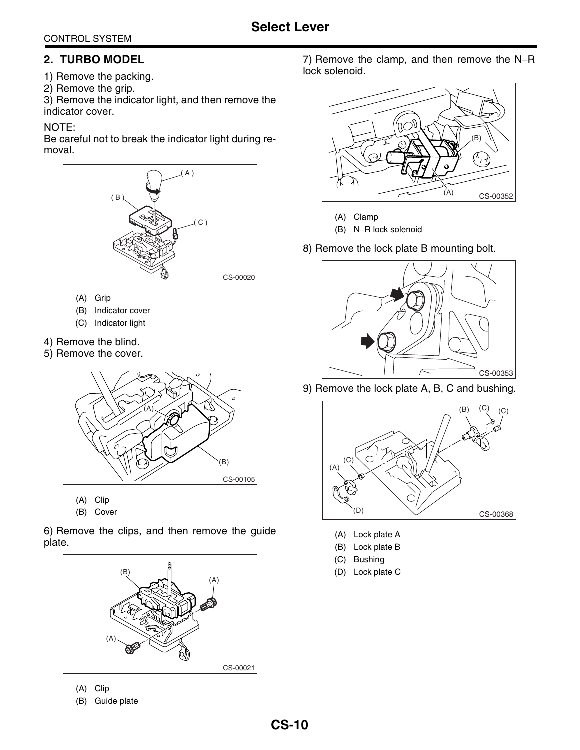## 2. TURBO MODEL

1) Remove the packing.
2) Remove the grip.
3) Remove the indicator light, and then remove the indicator cover.

NOTE:
Be careful not to break the indicator light during removal.

CS-00020

(A) Grip
(B) Indicator cover
(C) Indicator light

4) Remove the blind.
5) Remove the cover.

CS-00105

(A) Clip
(B) Cover

6) Remove the clips, and then remove the guide plate.

CS-00021

(A) Clip
(B) Guide plate

7) Remove the clamp, and then remove the N−R lock solenoid.

CS-00352

(A) Clamp
(B) N−R lock solenoid

8) Remove the lock plate B mounting bolt.

CS-00353

9) Remove the lock plate A, B, C and bushing.

CS-00368

(A) Lock plate A
(B) Lock plate B
(C) Bushing
(D) Lock plate C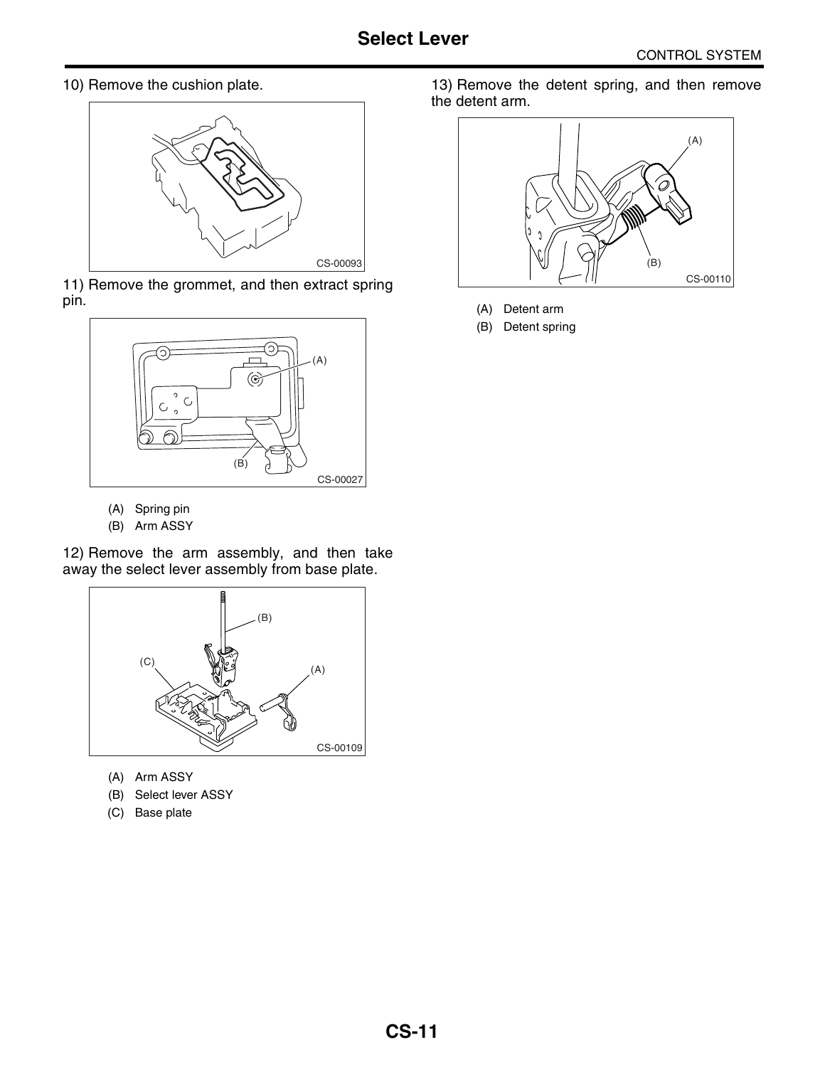10) Remove the cushion plate.

CS-00093

11) Remove the grommet, and then extract spring pin.

CS-00027

(A) Spring pin

(B) Arm ASSY

12) Remove the arm assembly, and then take away the select lever assembly from base plate.

CS-00109

(A) Arm ASSY

(B) Select lever ASSY

(C) Base plate

13) Remove the detent spring, and then remove the detent arm.

CS-00110

(A) Detent arm

(B) Detent spring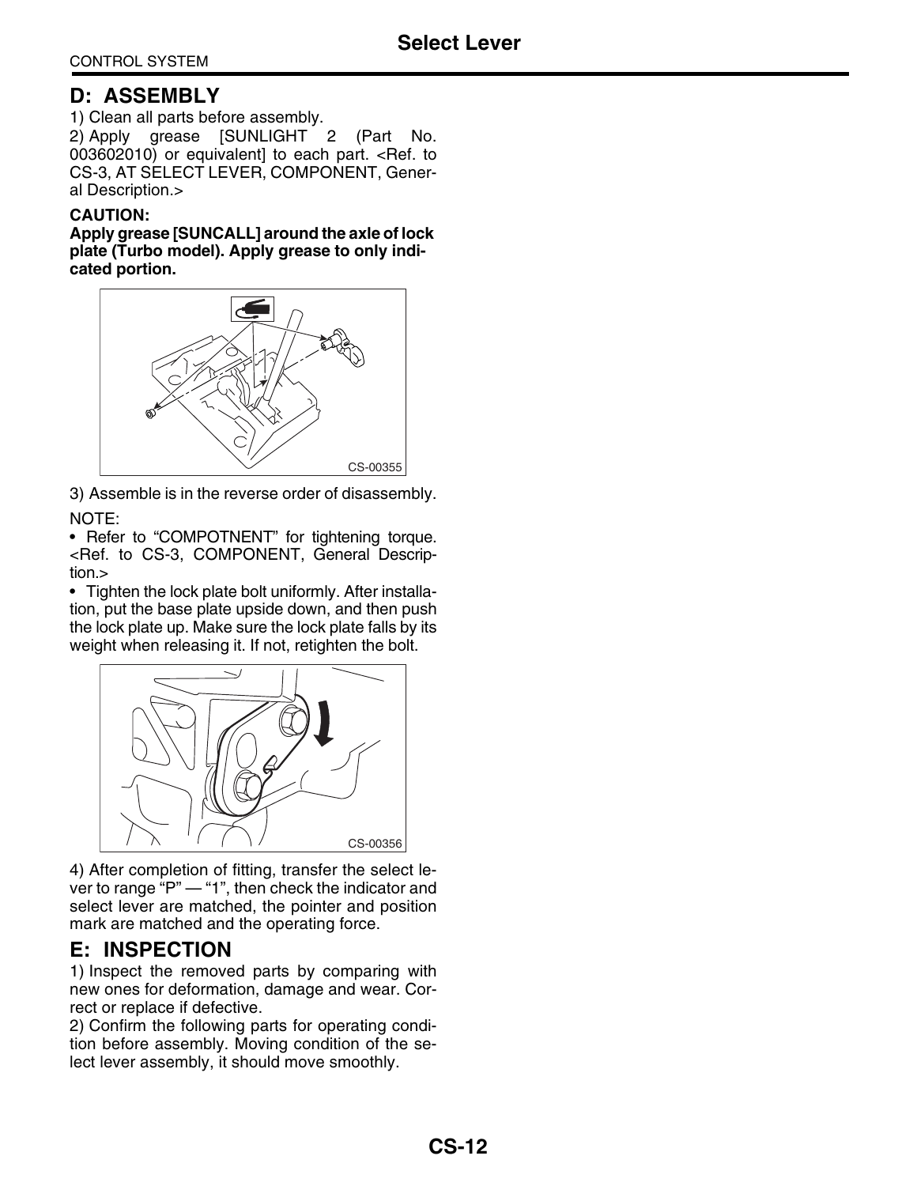## D: ASSEMBLY

1) Clean all parts before assembly.
2) Apply grease [SUNLIGHT 2 (Part No. 003602010) or equivalent] to each part. <Ref. to CS-3, AT SELECT LEVER, COMPONENT, General Description.>

**CAUTION:**
**Apply grease [SUNCALL] around the axle of lock plate (Turbo model). Apply grease to only indicated portion.**

CS-00355

3) Assemble is in the reverse order of disassembly.

NOTE:

- Refer to "COMPOTNENT" for tightening torque. <Ref. to CS-3, COMPONENT, General Description.>
- Tighten the lock plate bolt uniformly. After installation, put the base plate upside down, and then push the lock plate up. Make sure the lock plate falls by its weight when releasing it. If not, retighten the bolt.

CS-00356

4) After completion of fitting, transfer the select lever to range "P" — "1", then check the indicator and select lever are matched, the pointer and position mark are matched and the operating force.

## E: INSPECTION

1) Inspect the removed parts by comparing with new ones for deformation, damage and wear. Correct or replace if defective.
2) Confirm the following parts for operating condition before assembly. Moving condition of the select lever assembly, it should move smoothly.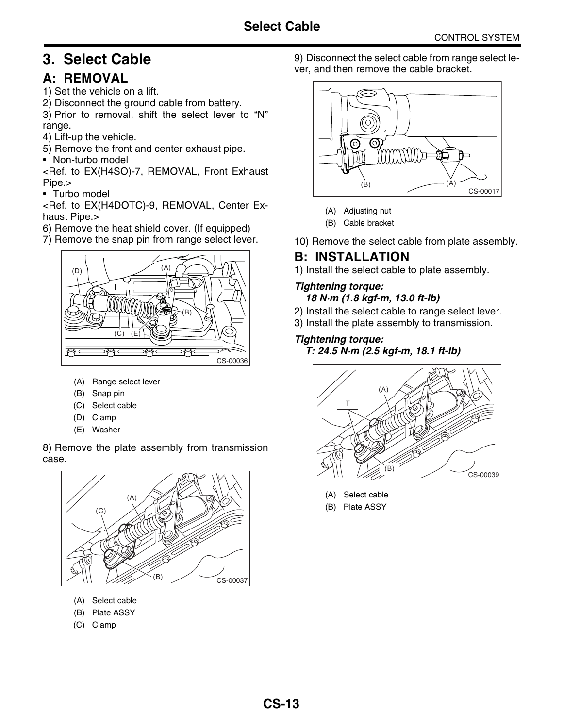# 3. Select Cable

## A: REMOVAL

1) Set the vehicle on a lift.

2) Disconnect the ground cable from battery.

3) Prior to removal, shift the select lever to "N" range.

4) Lift-up the vehicle.

5) Remove the front and center exhaust pipe.

- Non-turbo model

<Ref. to EX(H4SO)-7, REMOVAL, Front Exhaust Pipe.>

- Turbo model

<Ref. to EX(H4DOTC)-9, REMOVAL, Center Exhaust Pipe.>

6) Remove the heat shield cover. (If equipped)

7) Remove the snap pin from range select lever.

CS-00036

(A) Range select lever
(B) Snap pin
(C) Select cable
(D) Clamp
(E) Washer

8) Remove the plate assembly from transmission case.

CS-00037

(A) Select cable
(B) Plate ASSY
(C) Clamp

9) Disconnect the select cable from range select lever, and then remove the cable bracket.

CS-00017

(A) Adjusting nut
(B) Cable bracket

10) Remove the select cable from plate assembly.

## B: INSTALLATION

1) Install the select cable to plate assembly.

***Tightening torque:***
***18 N·m (1.8 kgf-m, 13.0 ft-lb)***

2) Install the select cable to range select lever.

3) Install the plate assembly to transmission.

***Tightening torque:***
***T: 24.5 N·m (2.5 kgf-m, 18.1 ft-lb)***

CS-00039

(A) Select cable
(B) Plate ASSY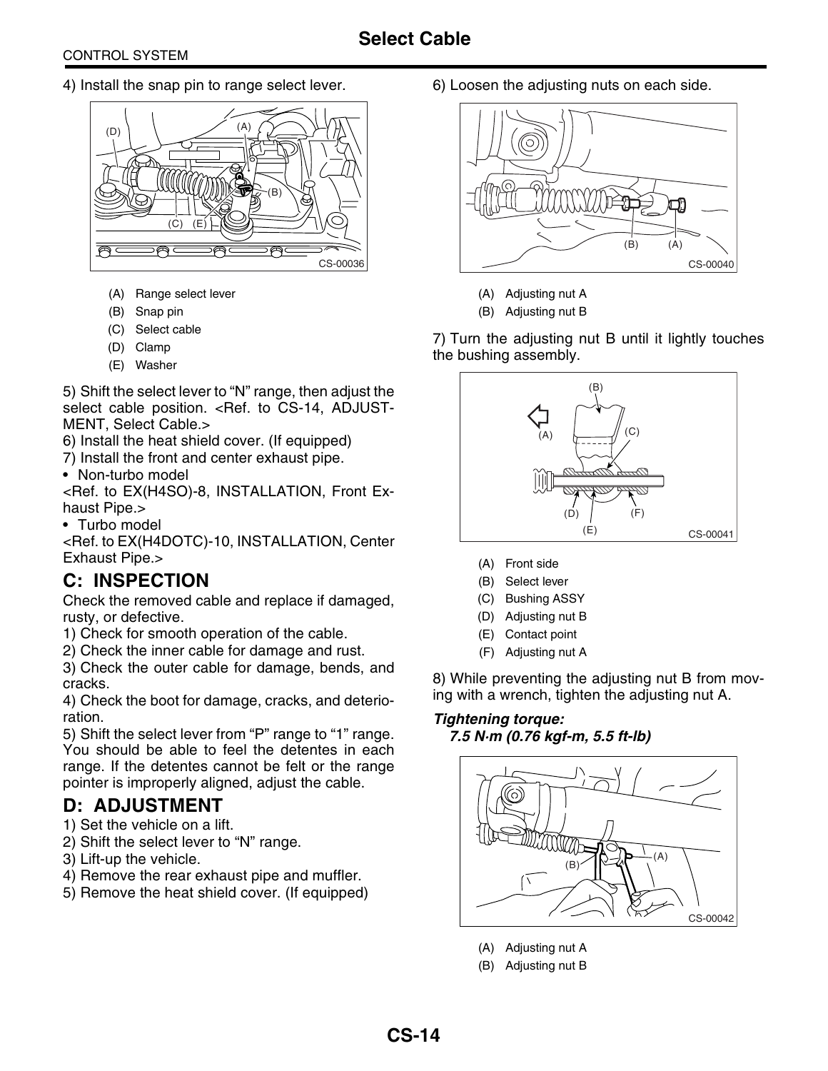4) Install the snap pin to range select lever.

CS-00036

- (A) Range select lever
- (B) Snap pin
- (C) Select cable
- (D) Clamp
- (E) Washer

5) Shift the select lever to "N" range, then adjust the select cable position. <Ref. to CS-14, ADJUSTMENT, Select Cable.>

6) Install the heat shield cover. (If equipped)

7) Install the front and center exhaust pipe.

- Non-turbo model

<Ref. to EX(H4SO)-8, INSTALLATION, Front Exhaust Pipe.>

- Turbo model

<Ref. to EX(H4DOTC)-10, INSTALLATION, Center Exhaust Pipe.>

## C: INSPECTION

Check the removed cable and replace if damaged, rusty, or defective.

1) Check for smooth operation of the cable.

2) Check the inner cable for damage and rust.

3) Check the outer cable for damage, bends, and cracks.

4) Check the boot for damage, cracks, and deterioration.

5) Shift the select lever from "P" range to "1" range. You should be able to feel the detentes in each range. If the detentes cannot be felt or the range pointer is improperly aligned, adjust the cable.

## D: ADJUSTMENT

1) Set the vehicle on a lift.

2) Shift the select lever to "N" range.

3) Lift-up the vehicle.

4) Remove the rear exhaust pipe and muffler.

5) Remove the heat shield cover. (If equipped)

6) Loosen the adjusting nuts on each side.

CS-00040

- (A) Adjusting nut A
- (B) Adjusting nut B

7) Turn the adjusting nut B until it lightly touches the bushing assembly.

CS-00041

- (A) Front side
- (B) Select lever
- (C) Bushing ASSY
- (D) Adjusting nut B
- (E) Contact point
- (F) Adjusting nut A

8) While preventing the adjusting nut B from moving with a wrench, tighten the adjusting nut A.

***Tightening torque:***
***7.5 N·m (0.76 kgf-m, 5.5 ft-lb)***

CS-00042

- (A) Adjusting nut A
- (B) Adjusting nut B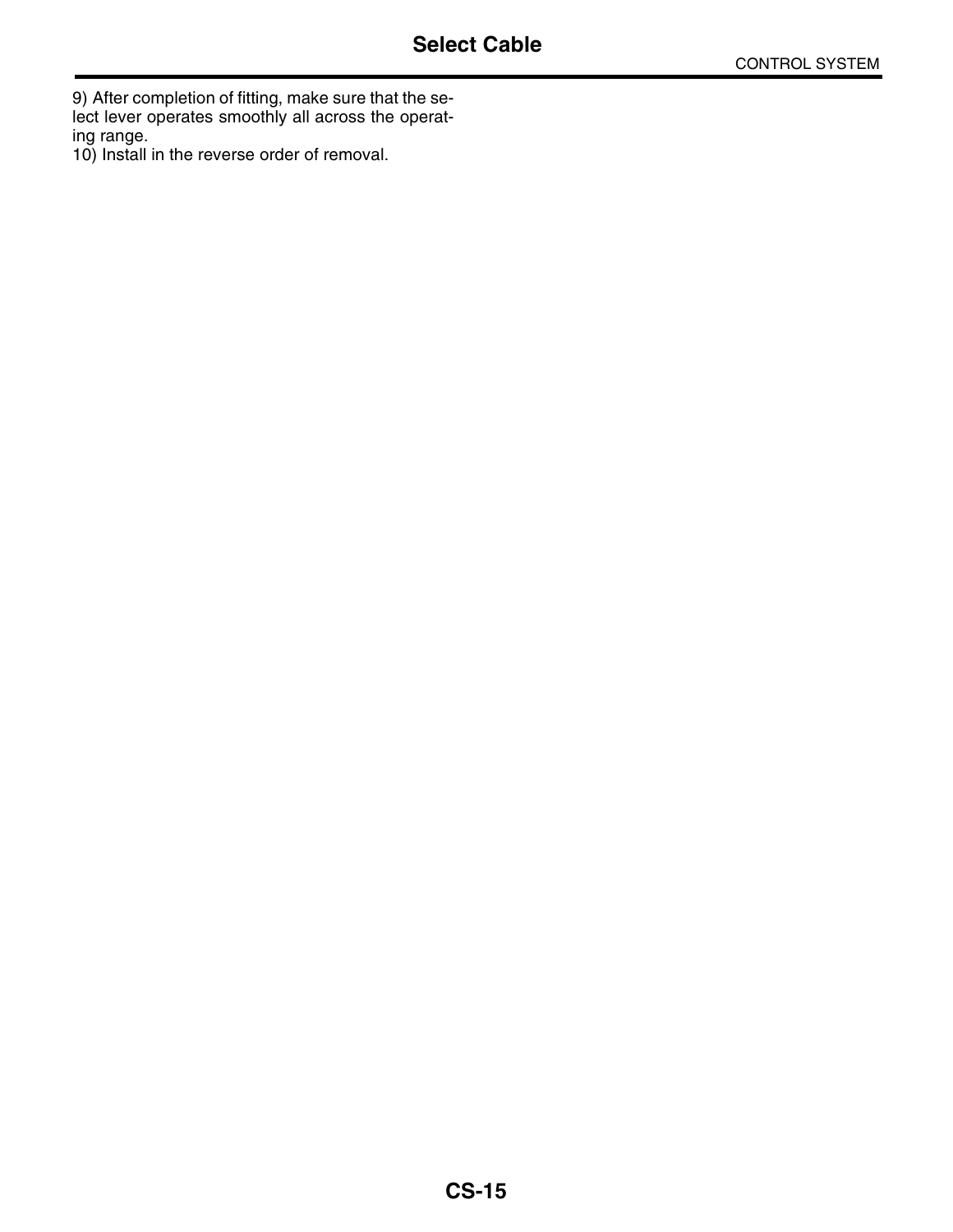9) After completion of fitting, make sure that the select lever operates smoothly all across the operating range.

10) Install in the reverse order of removal.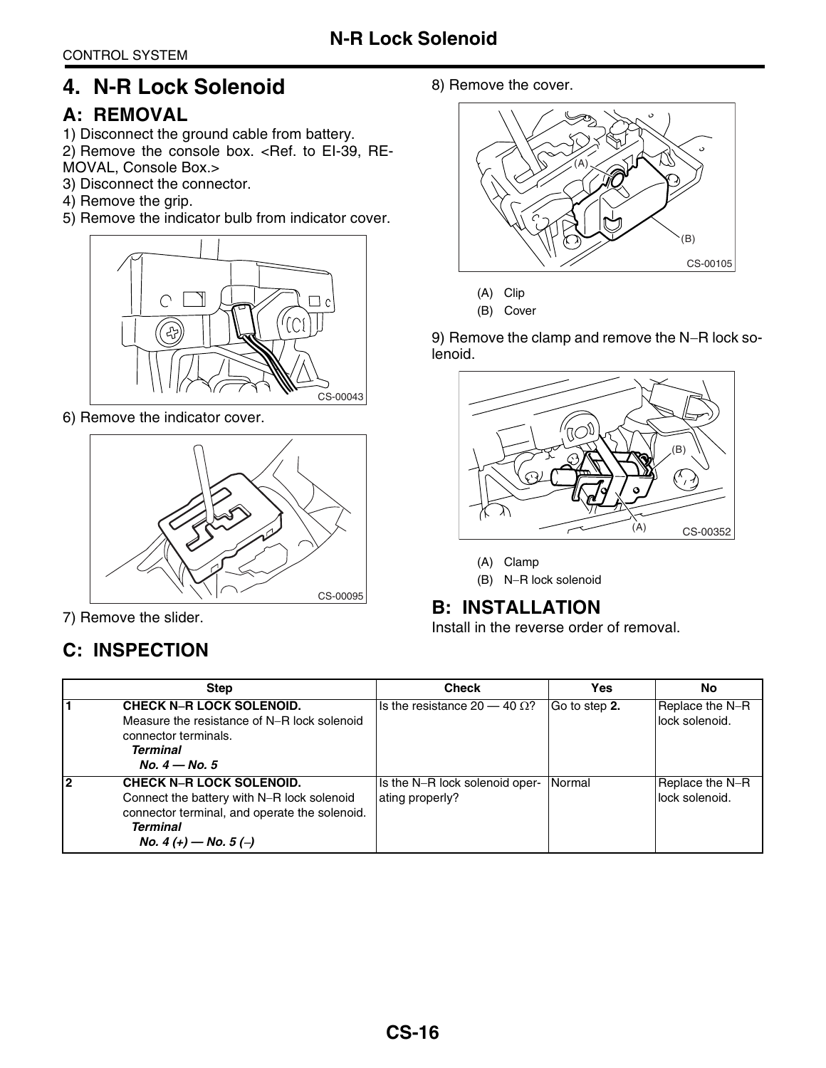# 4. N-R Lock Solenoid

## A: REMOVAL

1) Disconnect the ground cable from battery.
2) Remove the console box. <Ref. to EI-39, REMOVAL, Console Box.>
3) Disconnect the connector.
4) Remove the grip.
5) Remove the indicator bulb from indicator cover.

CS-00043

6) Remove the indicator cover.

CS-00095

7) Remove the slider.

8) Remove the cover.

CS-00105

(A) Clip
(B) Cover

9) Remove the clamp and remove the N–R lock solenoid.

CS-00352

(A) Clamp
(B) N–R lock solenoid

## B: INSTALLATION

Install in the reverse order of removal.

## C: INSPECTION

| | Step | Check | Yes | No |
|---|---|---|---|---|
| 1 | **CHECK N–R LOCK SOLENOID.** Measure the resistance of N–R lock solenoid connector terminals. ***Terminal*** ***No. 4 — No. 5*** | Is the resistance 20 — 40 Ω? | Go to step **2.** | Replace the N–R lock solenoid. |
| 2 | **CHECK N–R LOCK SOLENOID.** Connect the battery with N–R lock solenoid connector terminal, and operate the solenoid. ***Terminal*** ***No. 4 (+) — No. 5 (–)*** | Is the N–R lock solenoid operating properly? | Normal | Replace the N–R lock solenoid. |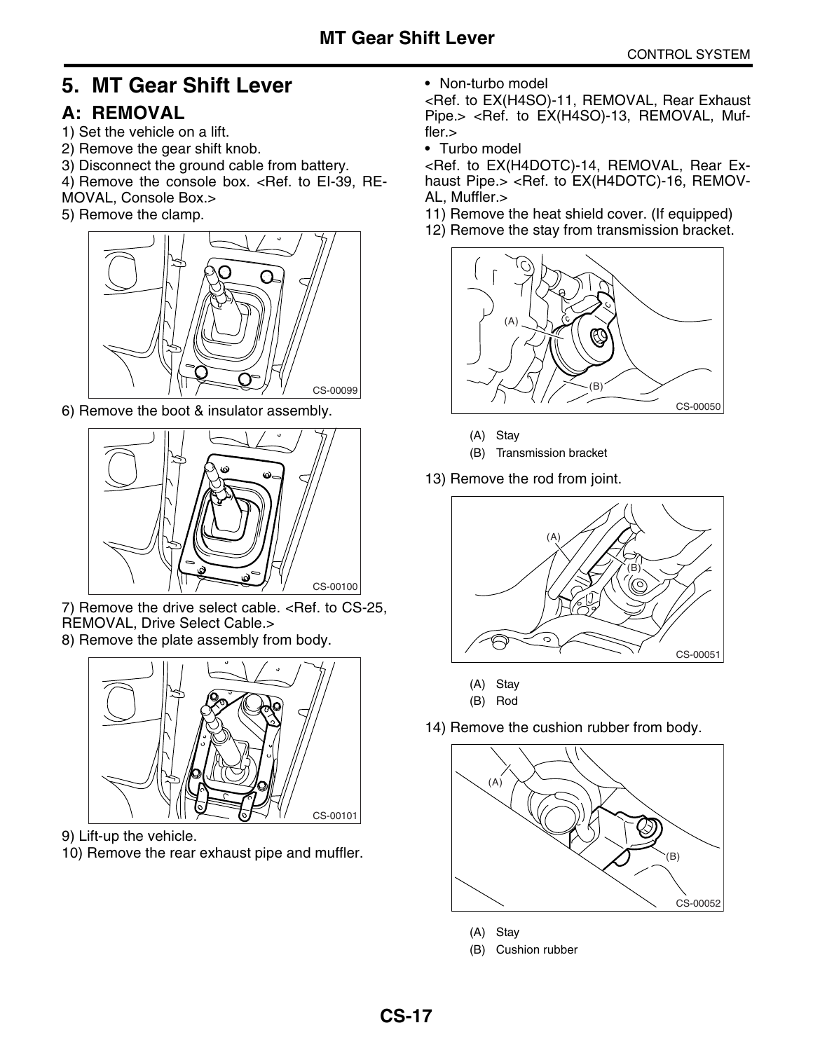# 5. MT Gear Shift Lever

## A: REMOVAL

1) Set the vehicle on a lift.
2) Remove the gear shift knob.
3) Disconnect the ground cable from battery.
4) Remove the console box. <Ref. to EI-39, REMOVAL, Console Box.>
5) Remove the clamp.

CS-00099

6) Remove the boot & insulator assembly.

CS-00100

7) Remove the drive select cable. <Ref. to CS-25, REMOVAL, Drive Select Cable.>
8) Remove the plate assembly from body.

CS-00101

9) Lift-up the vehicle.
10) Remove the rear exhaust pipe and muffler.

- Non-turbo model

<Ref. to EX(H4SO)-11, REMOVAL, Rear Exhaust Pipe.> <Ref. to EX(H4SO)-13, REMOVAL, Muffler.>

- Turbo model

<Ref. to EX(H4DOTC)-14, REMOVAL, Rear Exhaust Pipe.> <Ref. to EX(H4DOTC)-16, REMOVAL, Muffler.>

11) Remove the heat shield cover. (If equipped)
12) Remove the stay from transmission bracket.

CS-00050

(A) Stay
(B) Transmission bracket

13) Remove the rod from joint.

CS-00051

(A) Stay
(B) Rod

14) Remove the cushion rubber from body.

CS-00052

(A) Stay
(B) Cushion rubber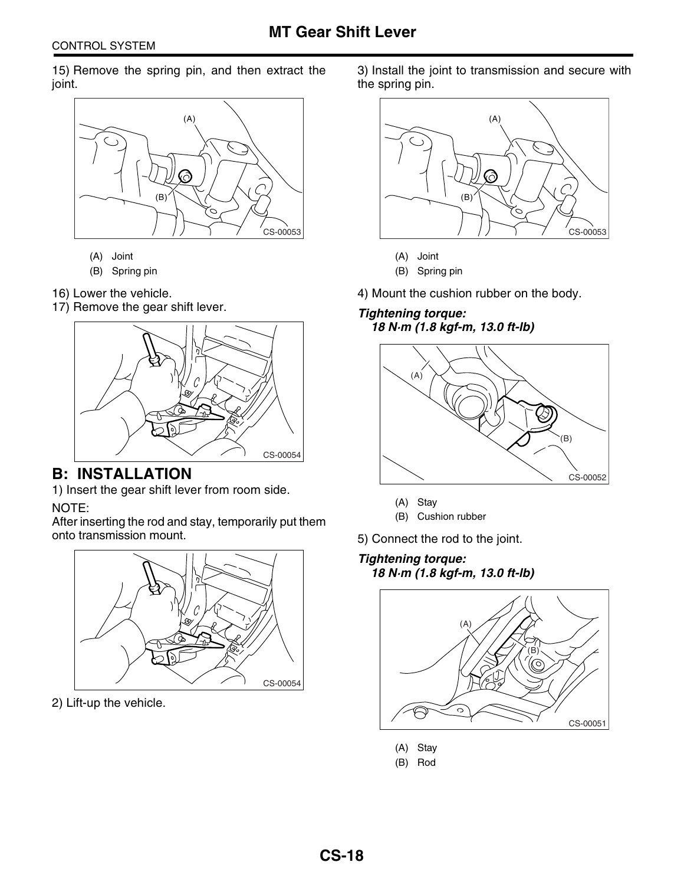15) Remove the spring pin, and then extract the joint.

CS-00053

(A) Joint

(B) Spring pin

16) Lower the vehicle.

17) Remove the gear shift lever.

CS-00054

## B: INSTALLATION

1) Insert the gear shift lever from room side.

NOTE:

After inserting the rod and stay, temporarily put them onto transmission mount.

CS-00054

2) Lift-up the vehicle.

3) Install the joint to transmission and secure with the spring pin.

CS-00053

(A) Joint

(B) Spring pin

4) Mount the cushion rubber on the body.

***Tightening torque:***
***18 N·m (1.8 kgf-m, 13.0 ft-lb)***

CS-00052

(A) Stay

(B) Cushion rubber

5) Connect the rod to the joint.

***Tightening torque:***
***18 N·m (1.8 kgf-m, 13.0 ft-lb)***

CS-00051

(A) Stay

(B) Rod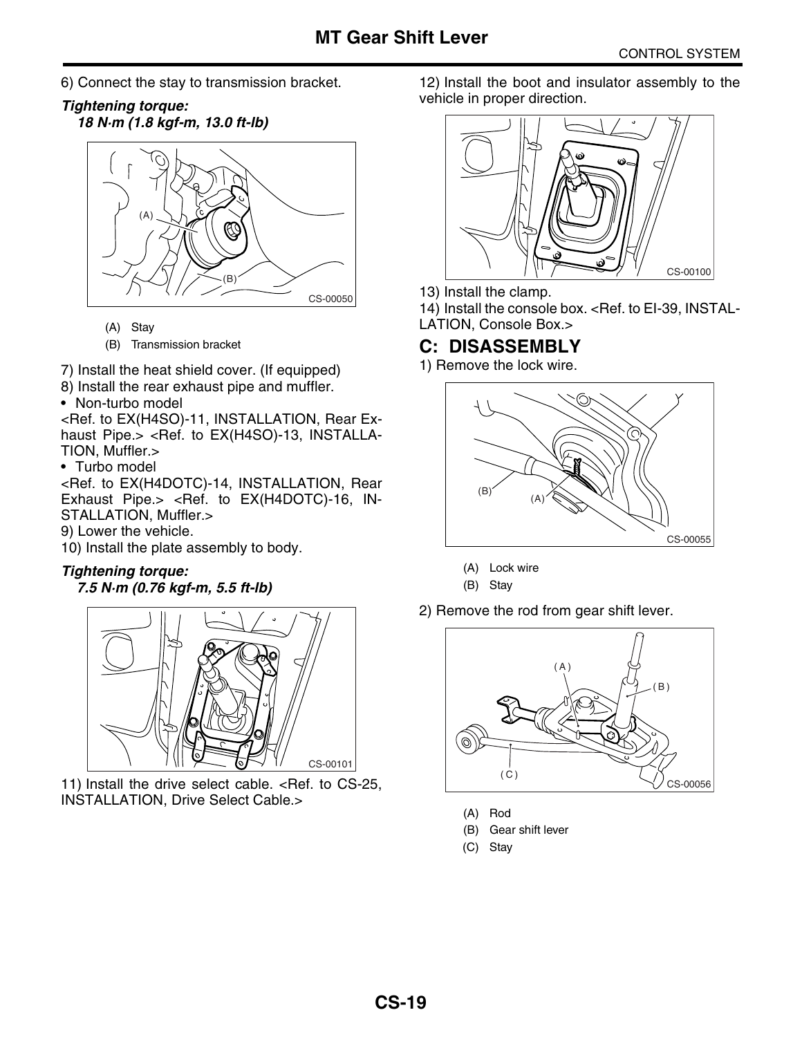6) Connect the stay to transmission bracket.

***Tightening torque:***
***18 N·m (1.8 kgf-m, 13.0 ft-lb)***

CS-00050

(A) Stay
(B) Transmission bracket

7) Install the heat shield cover. (If equipped)
8) Install the rear exhaust pipe and muffler.

- Non-turbo model

<Ref. to EX(H4SO)-11, INSTALLATION, Rear Exhaust Pipe.> <Ref. to EX(H4SO)-13, INSTALLATION, Muffler.>

- Turbo model

<Ref. to EX(H4DOTC)-14, INSTALLATION, Rear Exhaust Pipe.> <Ref. to EX(H4DOTC)-16, INSTALLATION, Muffler.>

9) Lower the vehicle.
10) Install the plate assembly to body.

***Tightening torque:***
***7.5 N·m (0.76 kgf-m, 5.5 ft-lb)***

CS-00101

11) Install the drive select cable. <Ref. to CS-25, INSTALLATION, Drive Select Cable.>
12) Install the boot and insulator assembly to the vehicle in proper direction.

CS-00100

13) Install the clamp.
14) Install the console box. <Ref. to EI-39, INSTALLATION, Console Box.>

## C: DISASSEMBLY

1) Remove the lock wire.

CS-00055

(A) Lock wire
(B) Stay

2) Remove the rod from gear shift lever.

CS-00056

(A) Rod
(B) Gear shift lever
(C) Stay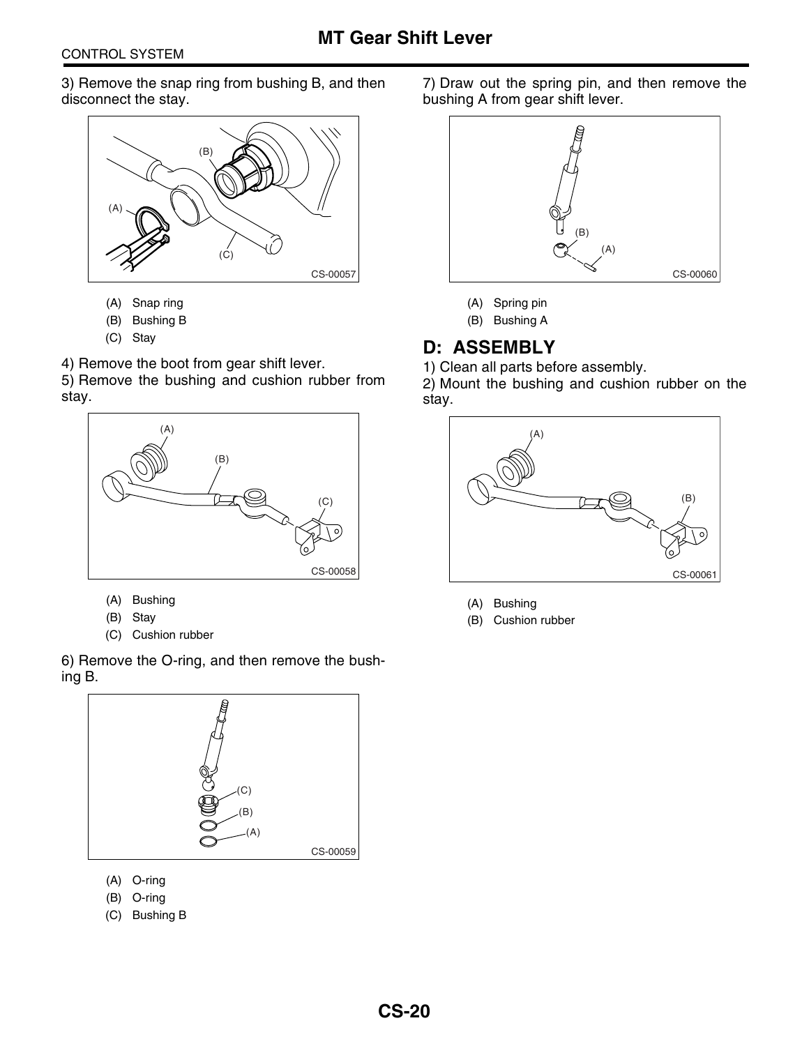3) Remove the snap ring from bushing B, and then disconnect the stay.

CS-00057

(A) Snap ring
(B) Bushing B
(C) Stay

4) Remove the boot from gear shift lever.

5) Remove the bushing and cushion rubber from stay.

CS-00058

(A) Bushing
(B) Stay
(C) Cushion rubber

6) Remove the O-ring, and then remove the bushing B.

CS-00059

(A) O-ring
(B) O-ring
(C) Bushing B

7) Draw out the spring pin, and then remove the bushing A from gear shift lever.

CS-00060

(A) Spring pin
(B) Bushing A

## D: ASSEMBLY

1) Clean all parts before assembly.

2) Mount the bushing and cushion rubber on the stay.

CS-00061

(A) Bushing
(B) Cushion rubber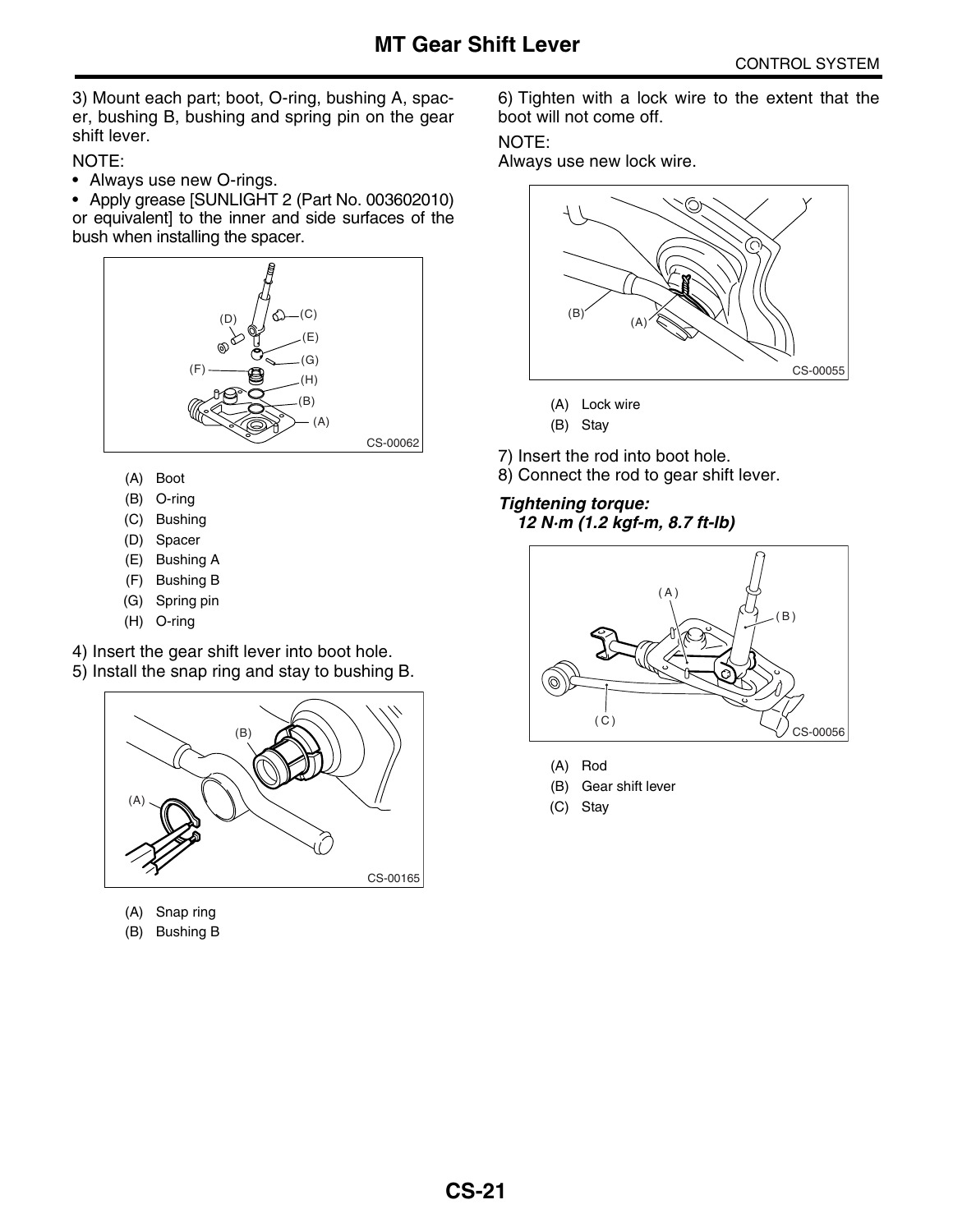# MT Gear Shift Lever

3) Mount each part; boot, O-ring, bushing A, spacer, bushing B, bushing and spring pin on the gear shift lever.

NOTE:

- Always use new O-rings.
- Apply grease [SUNLIGHT 2 (Part No. 003602010) or equivalent] to the inner and side surfaces of the bush when installing the spacer.

CS-00062

(A) Boot
(B) O-ring
(C) Bushing
(D) Spacer
(E) Bushing A
(F) Bushing B
(G) Spring pin
(H) O-ring

4) Insert the gear shift lever into boot hole.
5) Install the snap ring and stay to bushing B.

CS-00165

(A) Snap ring
(B) Bushing B

6) Tighten with a lock wire to the extent that the boot will not come off.

NOTE:
Always use new lock wire.

CS-00055

(A) Lock wire
(B) Stay

7) Insert the rod into boot hole.
8) Connect the rod to gear shift lever.

***Tightening torque:***
***12 N·m (1.2 kgf-m, 8.7 ft-lb)***

CS-00056

(A) Rod
(B) Gear shift lever
(C) Stay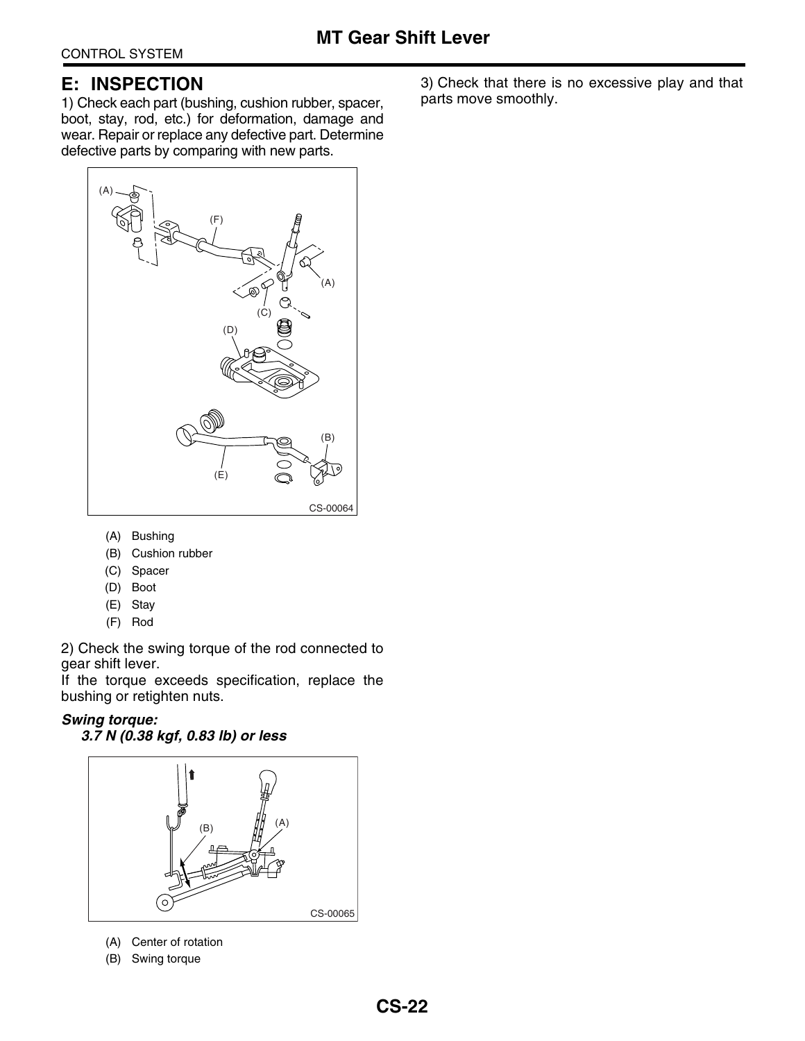## E: INSPECTION

1) Check each part (bushing, cushion rubber, spacer, boot, stay, rod, etc.) for deformation, damage and wear. Repair or replace any defective part. Determine defective parts by comparing with new parts.

CS-00064

(A) Bushing
(B) Cushion rubber
(C) Spacer
(D) Boot
(E) Stay
(F) Rod

2) Check the swing torque of the rod connected to gear shift lever.
If the torque exceeds specification, replace the bushing or retighten nuts.

***Swing torque:***
***3.7 N (0.38 kgf, 0.83 lb) or less***

CS-00065

(A) Center of rotation
(B) Swing torque

3) Check that there is no excessive play and that parts move smoothly.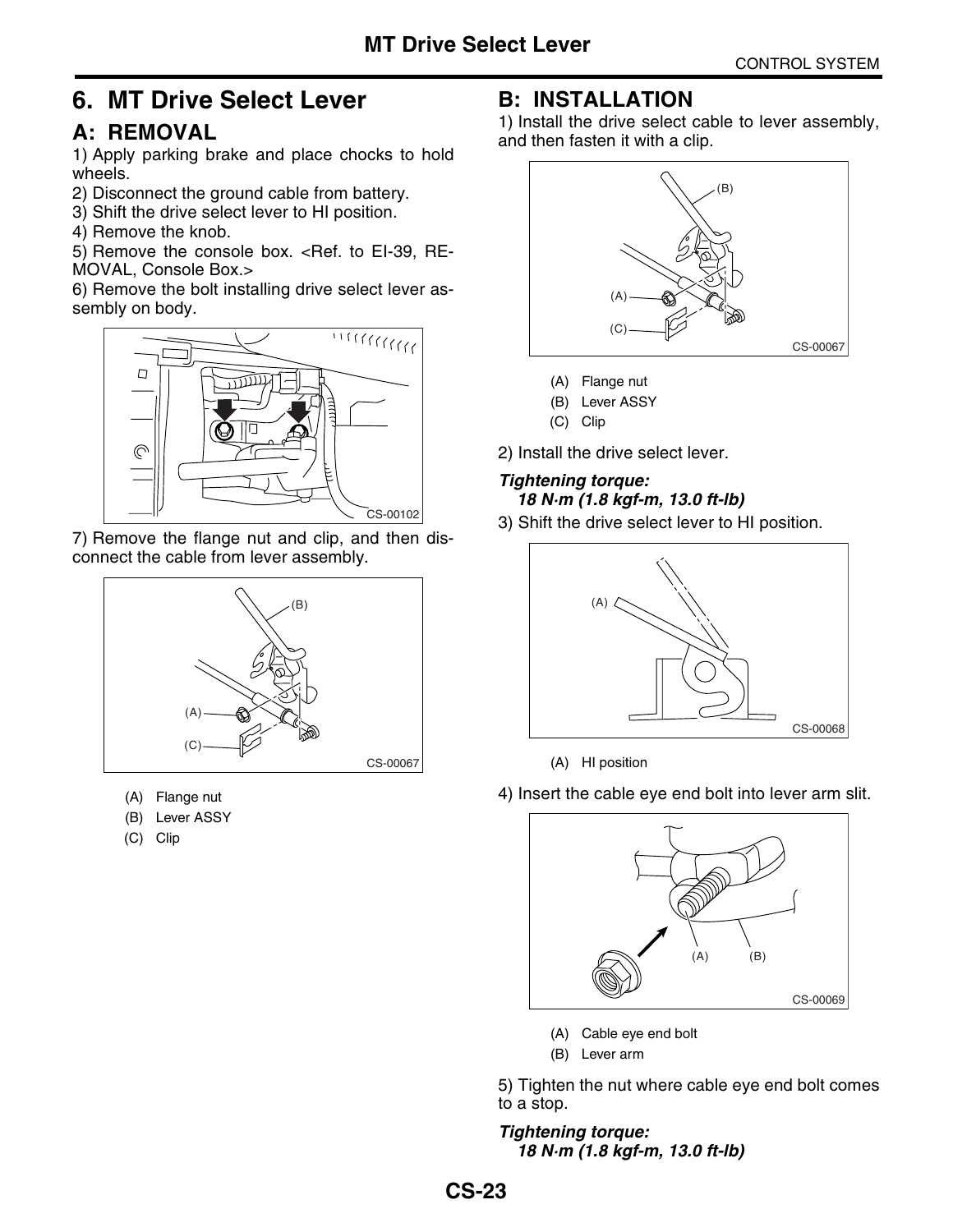# 6. MT Drive Select Lever

## A: REMOVAL

1) Apply parking brake and place chocks to hold wheels.
2) Disconnect the ground cable from battery.
3) Shift the drive select lever to HI position.
4) Remove the knob.
5) Remove the console box. <Ref. to EI-39, REMOVAL, Console Box.>
6) Remove the bolt installing drive select lever assembly on body.

CS-00102

7) Remove the flange nut and clip, and then disconnect the cable from lever assembly.

CS-00067

(A) Flange nut
(B) Lever ASSY
(C) Clip

## B: INSTALLATION

1) Install the drive select cable to lever assembly, and then fasten it with a clip.

CS-00067

(A) Flange nut
(B) Lever ASSY
(C) Clip

2) Install the drive select lever.

***Tightening torque:***
***18 N·m (1.8 kgf-m, 13.0 ft-lb)***

3) Shift the drive select lever to HI position.

CS-00068

(A) HI position

4) Insert the cable eye end bolt into lever arm slit.

CS-00069

(A) Cable eye end bolt
(B) Lever arm

5) Tighten the nut where cable eye end bolt comes to a stop.

***Tightening torque:***
***18 N·m (1.8 kgf-m, 13.0 ft-lb)***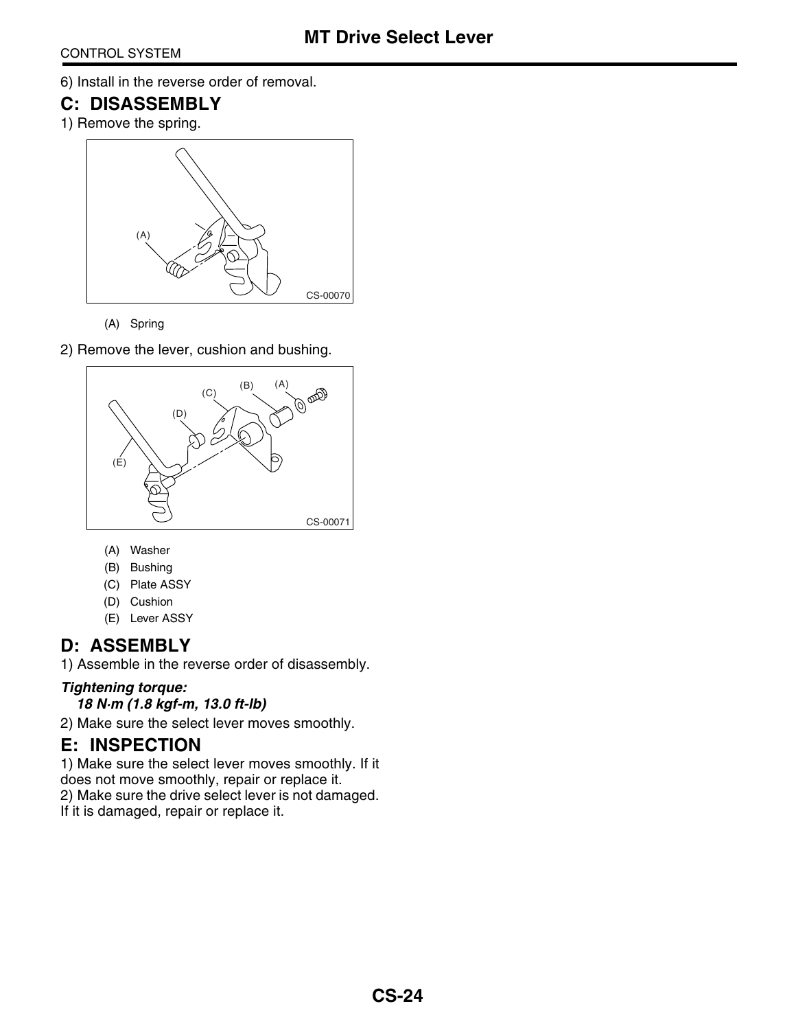6) Install in the reverse order of removal.

## C: DISASSEMBLY

1) Remove the spring.

(A) Spring

2) Remove the lever, cushion and bushing.

(A) Washer
(B) Bushing
(C) Plate ASSY
(D) Cushion
(E) Lever ASSY

## D: ASSEMBLY

1) Assemble in the reverse order of disassembly.

***Tightening torque:***
***18 N·m (1.8 kgf-m, 13.0 ft-lb)***

2) Make sure the select lever moves smoothly.

## E: INSPECTION

1) Make sure the select lever moves smoothly. If it does not move smoothly, repair or replace it.
2) Make sure the drive select lever is not damaged. If it is damaged, repair or replace it.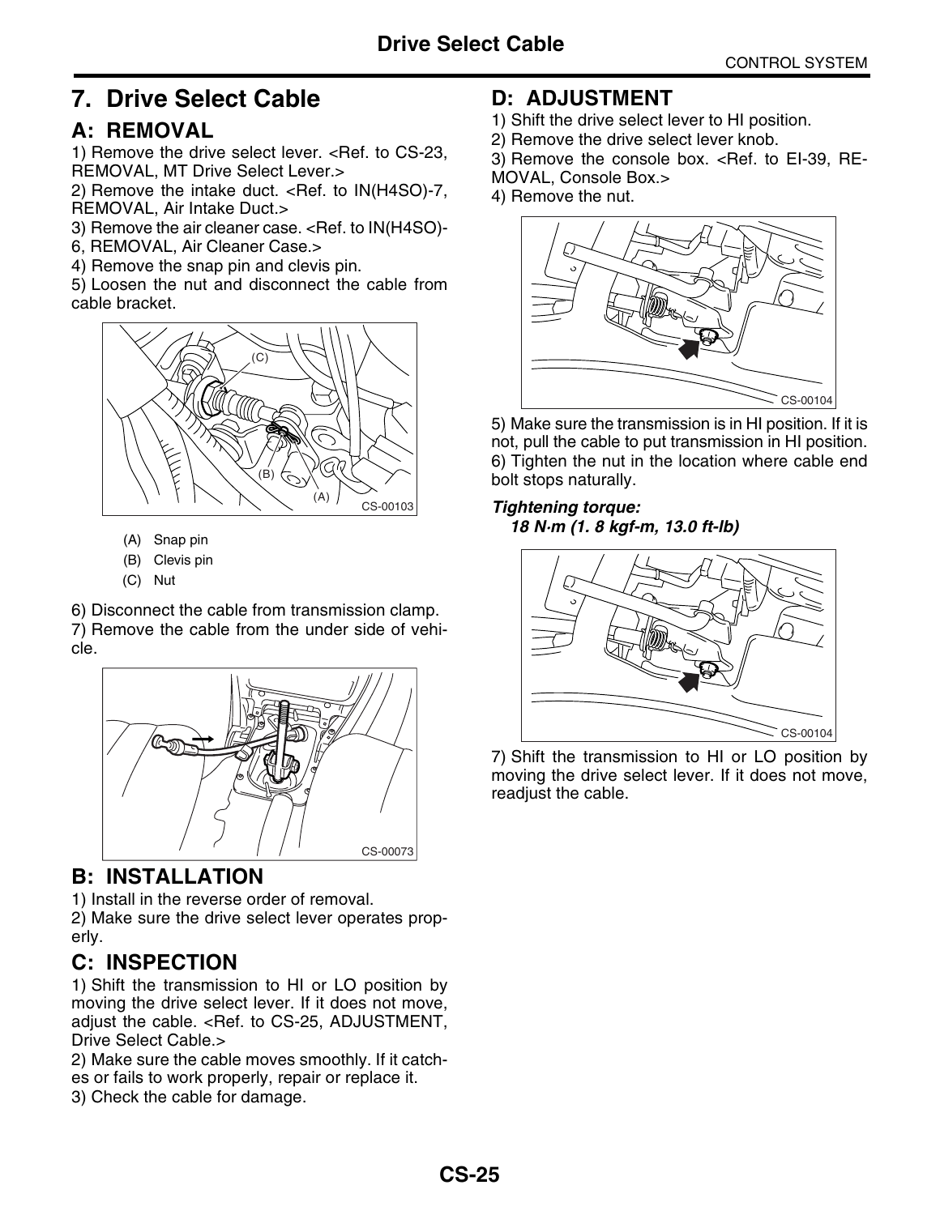## 7. Drive Select Cable

### A: REMOVAL

1) Remove the drive select lever. <Ref. to CS-23, REMOVAL, MT Drive Select Lever.>
2) Remove the intake duct. <Ref. to IN(H4SO)-7, REMOVAL, Air Intake Duct.>
3) Remove the air cleaner case. <Ref. to IN(H4SO)-6, REMOVAL, Air Cleaner Case.>
4) Remove the snap pin and clevis pin.
5) Loosen the nut and disconnect the cable from cable bracket.

CS-00103

(A) Snap pin
(B) Clevis pin
(C) Nut

6) Disconnect the cable from transmission clamp.
7) Remove the cable from the under side of vehicle.

CS-00073

### B: INSTALLATION

1) Install in the reverse order of removal.
2) Make sure the drive select lever operates properly.

### C: INSPECTION

1) Shift the transmission to HI or LO position by moving the drive select lever. If it does not move, adjust the cable. <Ref. to CS-25, ADJUSTMENT, Drive Select Cable.>
2) Make sure the cable moves smoothly. If it catches or fails to work properly, repair or replace it.
3) Check the cable for damage.

### D: ADJUSTMENT

1) Shift the drive select lever to HI position.
2) Remove the drive select lever knob.
3) Remove the console box. <Ref. to EI-39, REMOVAL, Console Box.>
4) Remove the nut.

CS-00104

5) Make sure the transmission is in HI position. If it is not, pull the cable to put transmission in HI position.
6) Tighten the nut in the location where cable end bolt stops naturally.

***Tightening torque:***
***18 N·m (1. 8 kgf-m, 13.0 ft-lb)***

CS-00104

7) Shift the transmission to HI or LO position by moving the drive select lever. If it does not move, readjust the cable.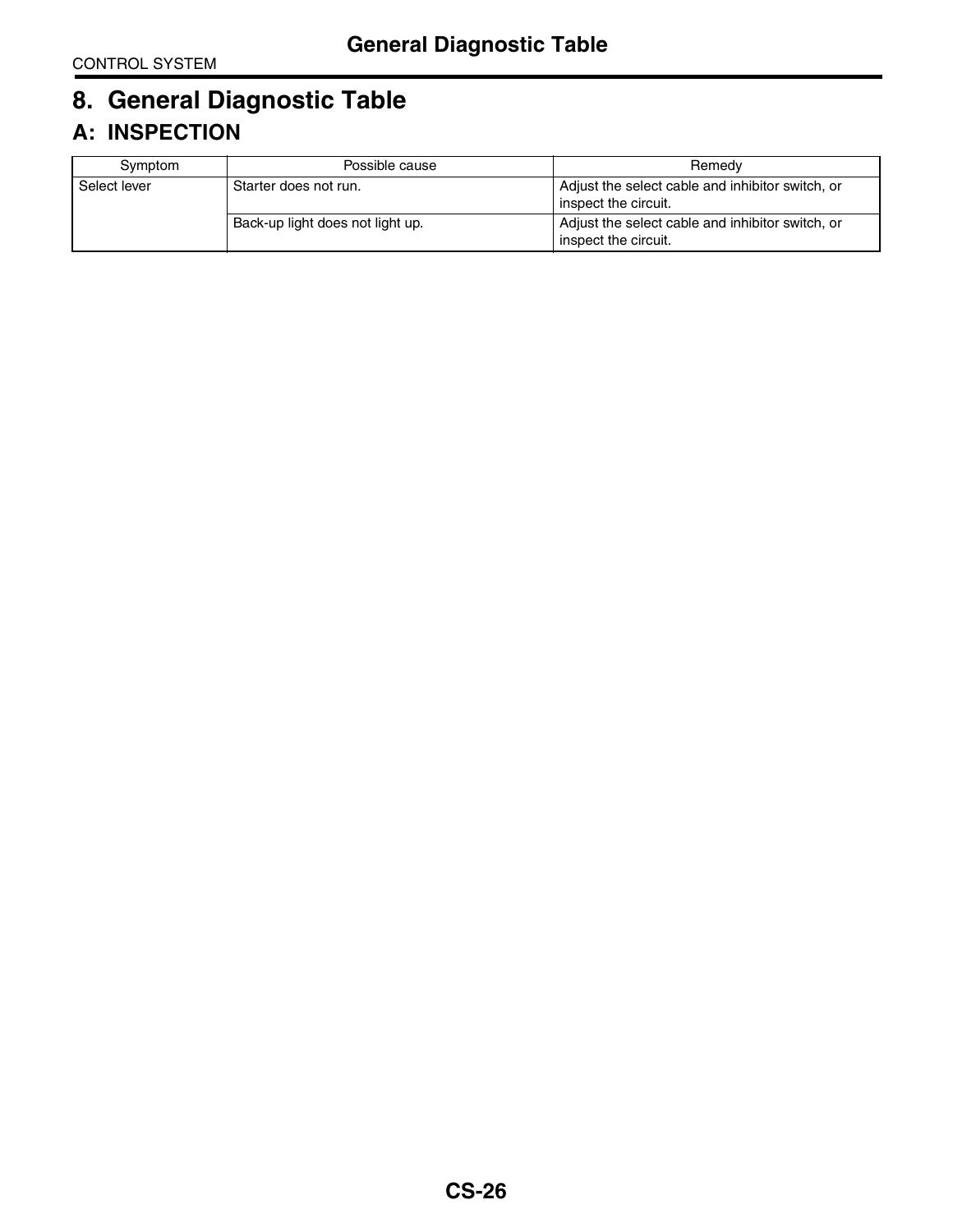# 8. General Diagnostic Table

## A: INSPECTION

| Symptom | Possible cause | Remedy |
|---|---|---|
| Select lever | Starter does not run. | Adjust the select cable and inhibitor switch, or inspect the circuit. |
| | Back-up light does not light up. | Adjust the select cable and inhibitor switch, or inspect the circuit. |